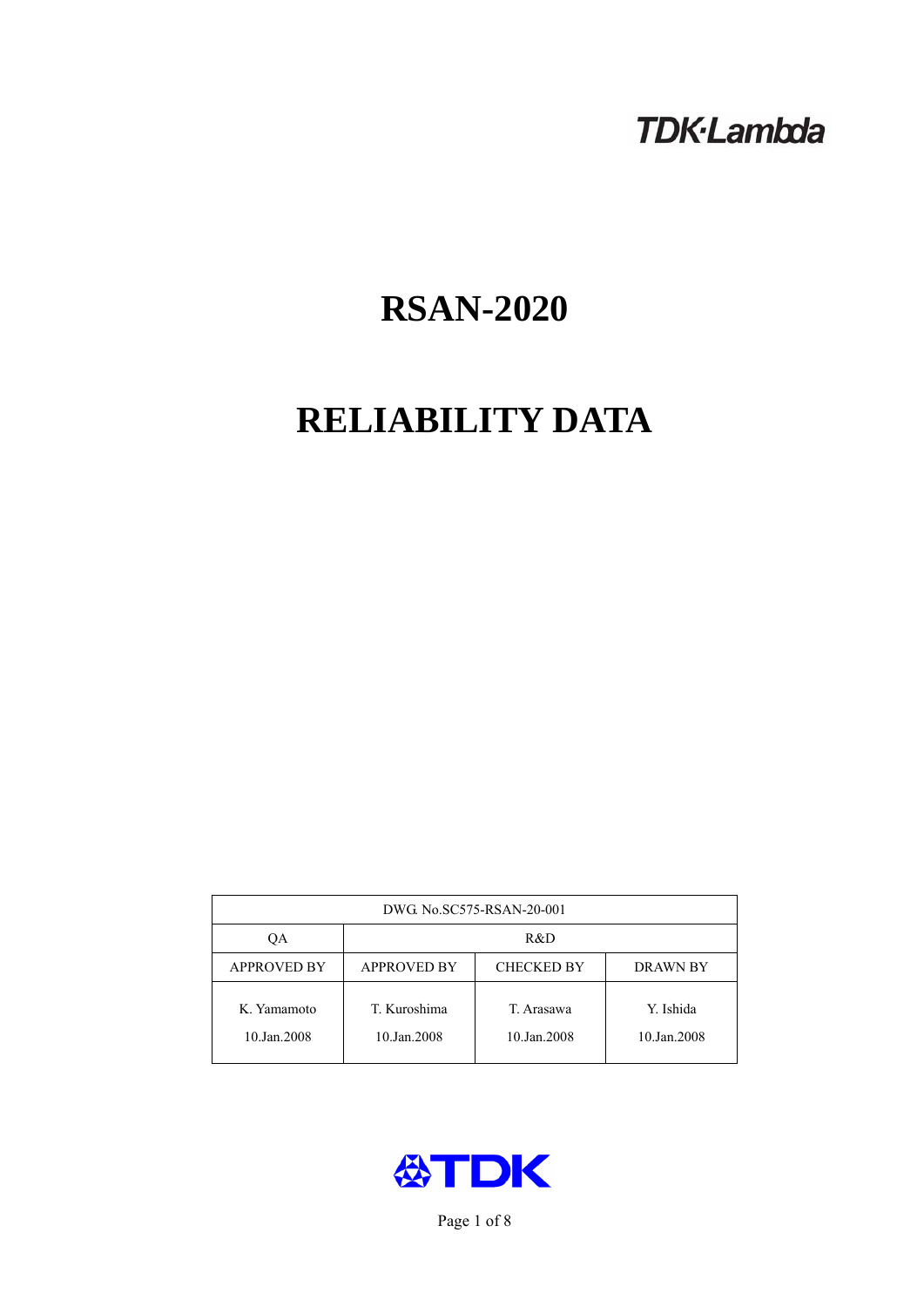TDK·Lambda

# RSAN-2020

# RELIABILITY DATA

| DWG. No.SC575-RSAN-20-001 | | | |
|---|---|---|---|
| QA | R&D | | |
| APPROVED BY | APPROVED BY | CHECKED BY | DRAWN BY |
| K. Yamamoto<br>10.Jan.2008 | T. Kuroshima<br>10.Jan.2008 | T. Arasawa<br>10.Jan.2008 | Y. Ishida<br>10.Jan.2008 |

TDK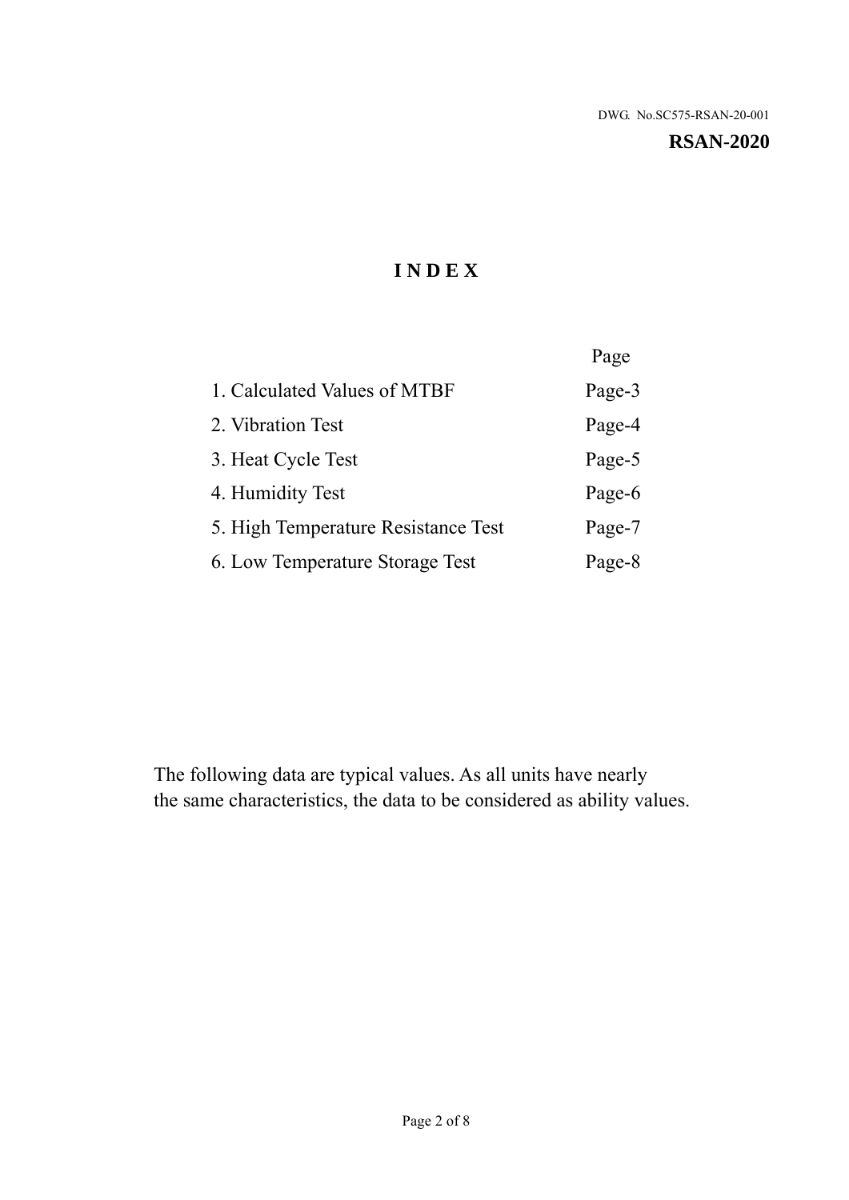DWG. No.SC575-RSAN-20-001

**RSAN-2020**

# I N D E X

| | Page |
|---|---|
| 1. Calculated Values of MTBF | Page-3 |
| 2. Vibration Test | Page-4 |
| 3. Heat Cycle Test | Page-5 |
| 4. Humidity Test | Page-6 |
| 5. High Temperature Resistance Test | Page-7 |
| 6. Low Temperature Storage Test | Page-8 |

The following data are typical values. As all units have nearly the same characteristics, the data to be considered as ability values.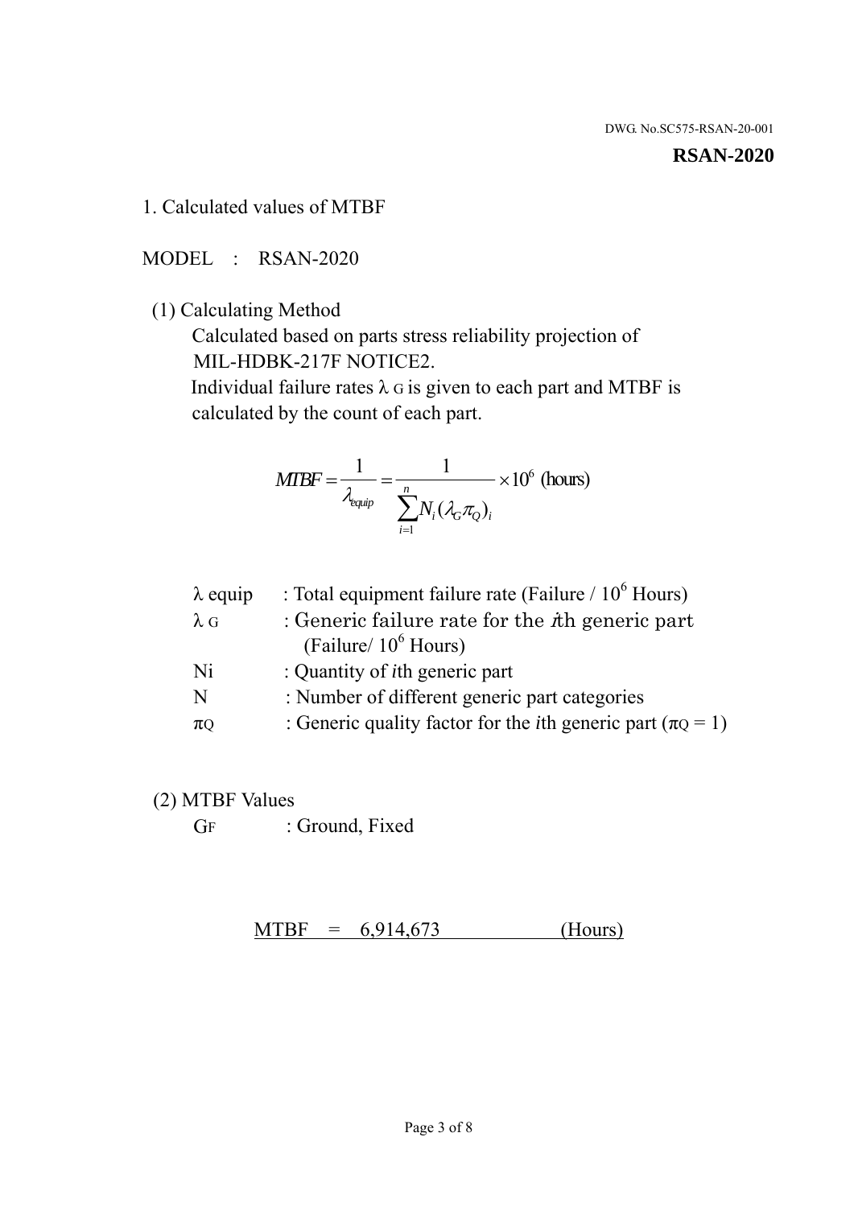DWG. No.SC575-RSAN-20-001

**RSAN-2020**

## 1. Calculated values of MTBF

MODEL : RSAN-2020

(1) Calculating Method

Calculated based on parts stress reliability projection of MIL-HDBK-217F NOTICE2.

Individual failure rates $\lambda_G$ is given to each part and MTBF is calculated by the count of each part.

$$MTBF = \frac{1}{\lambda_{equip}} = \frac{1}{\sum_{i=1}^{n} N_i (\lambda_G \pi_Q)_i} \times 10^6 \text{ (hours)}$$

| | |
|---|---|
| $\lambda$ equip | : Total equipment failure rate (Failure / $10^6$ Hours) |
| $\lambda_G$ | : Generic failure rate for the $i$th generic part (Failure/ $10^6$ Hours) |
| Ni | : Quantity of $i$th generic part |
| N | : Number of different generic part categories |
| $\pi_Q$ | : Generic quality factor for the $i$th generic part ($\pi_Q = 1$) |

(2) MTBF Values

$G_F$ : Ground, Fixed

MTBF = 6,914,673 (Hours)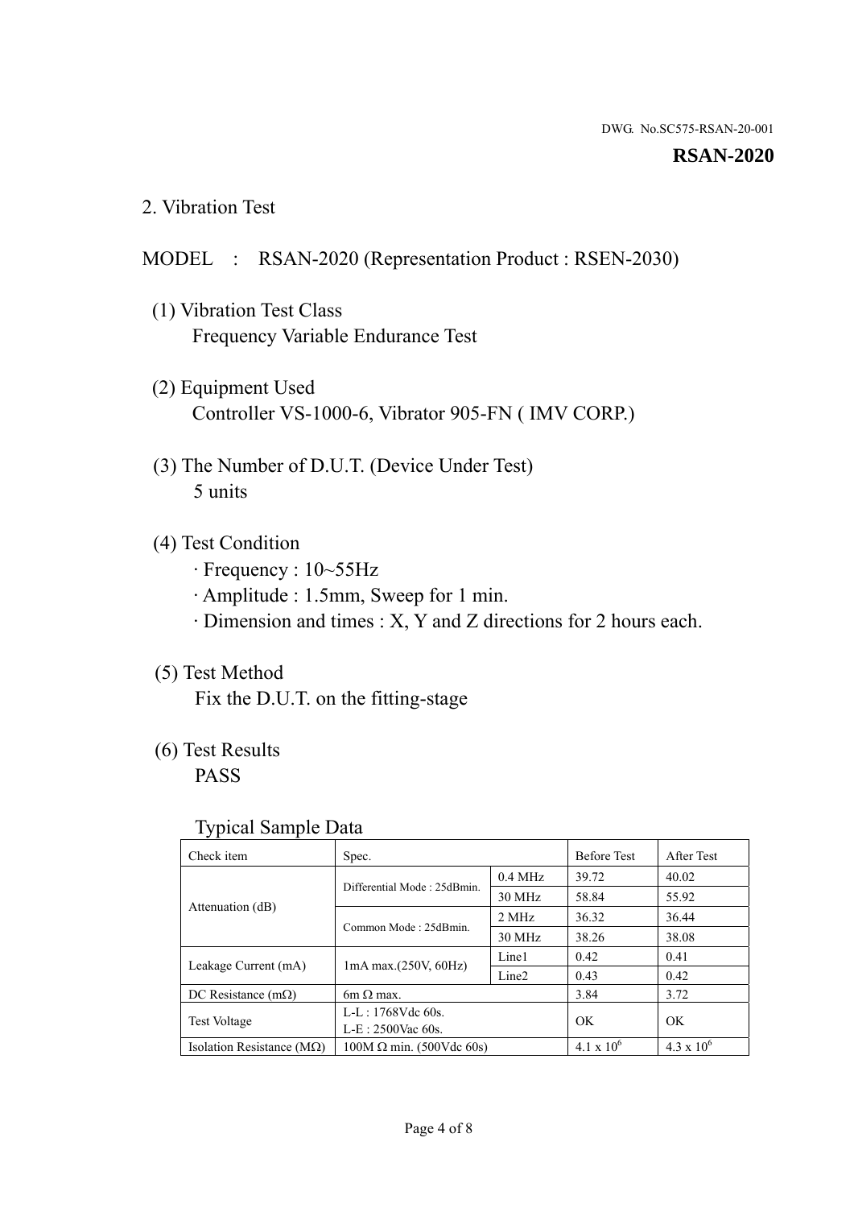DWG. No.SC575-RSAN-20-001

**RSAN-2020**

## 2. Vibration Test

MODEL : RSAN-2020 (Representation Product : RSEN-2030)

(1) Vibration Test Class
Frequency Variable Endurance Test

(2) Equipment Used
Controller VS-1000-6, Vibrator 905-FN ( IMV CORP.)

(3) The Number of D.U.T. (Device Under Test)
5 units

(4) Test Condition
· Frequency : 10~55Hz
· Amplitude : 1.5mm, Sweep for 1 min.
· Dimension and times : X, Y and Z directions for 2 hours each.

(5) Test Method
Fix the D.U.T. on the fitting-stage

(6) Test Results
PASS

Typical Sample Data

| Check item | Spec. | | Before Test | After Test |
|---|---|---|---|---|
| Attenuation (dB) | Differential Mode : 25dBmin. | 0.4 MHz | 39.72 | 40.02 |
| | | 30 MHz | 58.84 | 55.92 |
| | Common Mode : 25dBmin. | 2 MHz | 36.32 | 36.44 |
| | | 30 MHz | 38.26 | 38.08 |
| Leakage Current (mA) | 1mA max.(250V, 60Hz) | Line1 | 0.42 | 0.41 |
| | | Line2 | 0.43 | 0.42 |
| DC Resistance (mΩ) | 6m Ω max. | | 3.84 | 3.72 |
| Test Voltage | L-L : 1768Vdc 60s.<br>L-E : 2500Vac 60s. | | OK | OK |
| Isolation Resistance (MΩ) | 100M Ω min. (500Vdc 60s) | | $4.1 \times 10^6$ | $4.3 \times 10^6$ |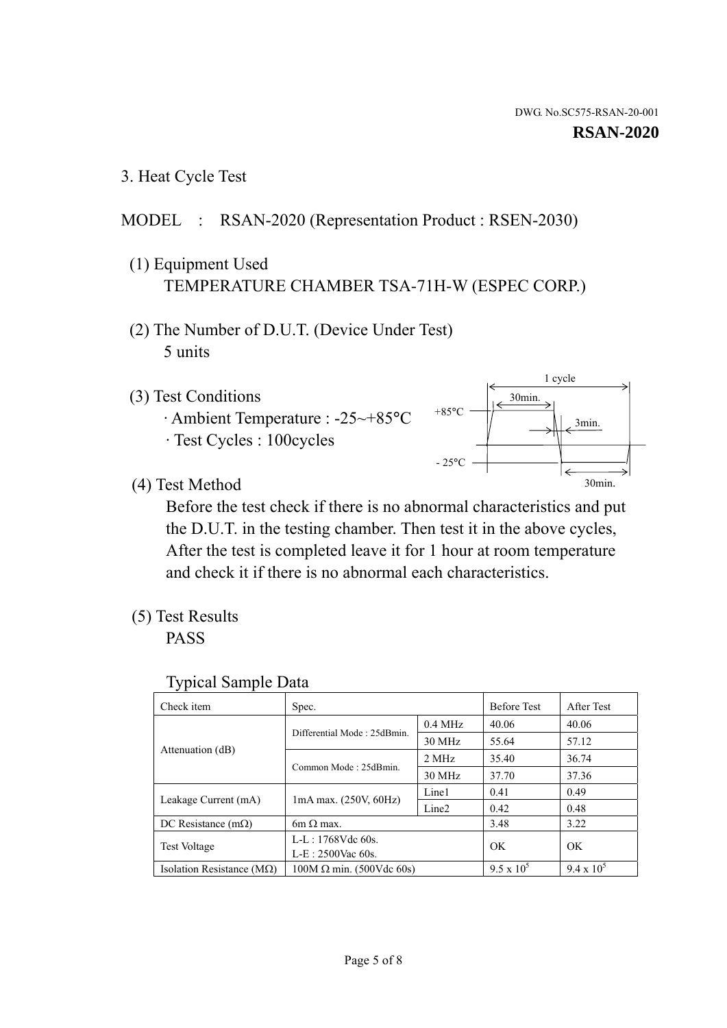DWG. No.SC575-RSAN-20-001

**RSAN-2020**

3. Heat Cycle Test

MODEL : RSAN-2020 (Representation Product : RSEN-2030)

(1) Equipment Used
TEMPERATURE CHAMBER TSA-71H-W (ESPEC CORP.)

(2) The Number of D.U.T. (Device Under Test)
5 units

(3) Test Conditions
· Ambient Temperature : -25~+85°C
· Test Cycles : 100cycles

1 cycle
30min.
+85°C
3min.
- 25°C
30min.

(4) Test Method
Before the test check if there is no abnormal characteristics and put the D.U.T. in the testing chamber. Then test it in the above cycles, After the test is completed leave it for 1 hour at room temperature and check it if there is no abnormal each characteristics.

(5) Test Results
PASS

Typical Sample Data

| Check item | Spec. | | Before Test | After Test |
|---|---|---|---|---|
| Attenuation (dB) | Differential Mode : 25dBmin. | 0.4 MHz | 40.06 | 40.06 |
| | | 30 MHz | 55.64 | 57.12 |
| | Common Mode : 25dBmin. | 2 MHz | 35.40 | 36.74 |
| | | 30 MHz | 37.70 | 37.36 |
| Leakage Current (mA) | 1mA max. (250V, 60Hz) | Line1 | 0.41 | 0.49 |
| | | Line2 | 0.42 | 0.48 |
| DC Resistance (mΩ) | 6m Ω max. | | 3.48 | 3.22 |
| Test Voltage | L-L : 1768Vdc 60s.<br>L-E : 2500Vac 60s. | | OK | OK |
| Isolation Resistance (MΩ) | 100M Ω min. (500Vdc 60s) | | $9.5 \times 10^5$ | $9.4 \times 10^5$ |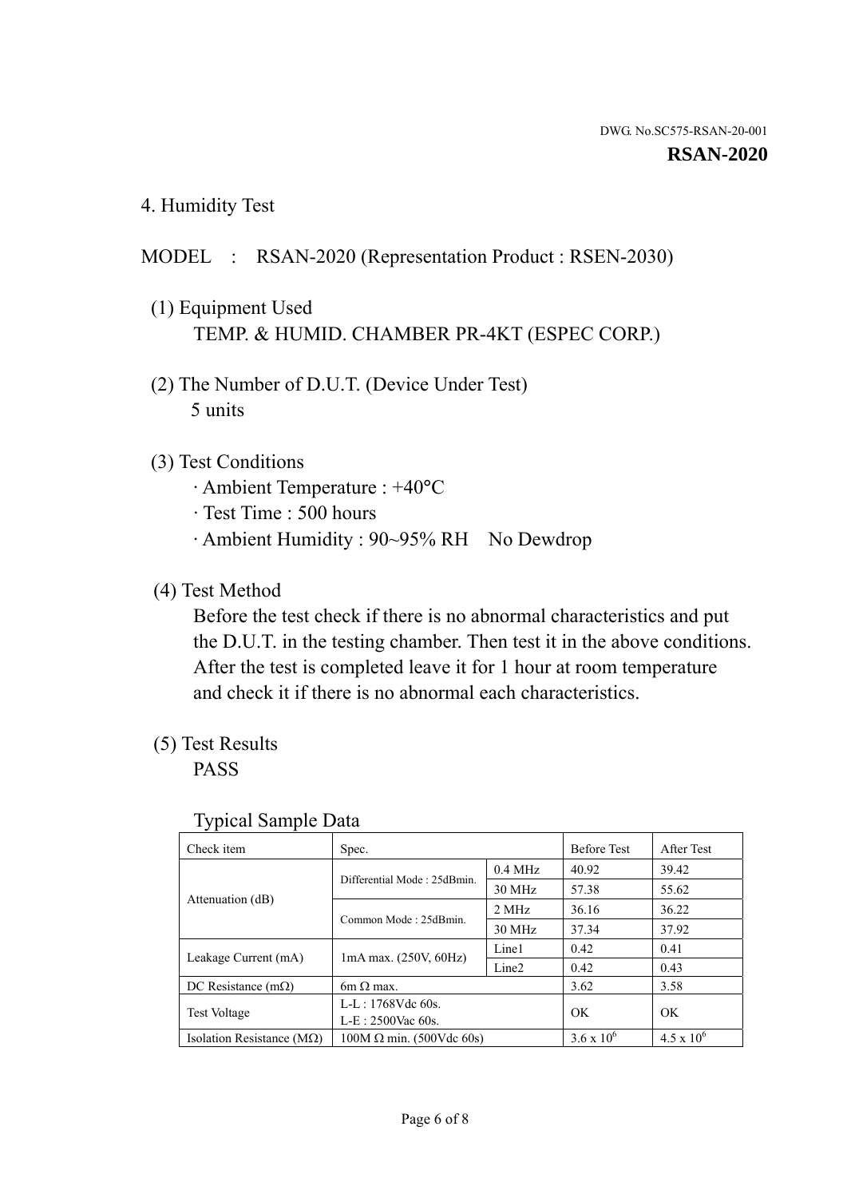DWG. No.SC575-RSAN-20-001

**RSAN-2020**

## 4. Humidity Test

MODEL : RSAN-2020 (Representation Product : RSEN-2030)

(1) Equipment Used
TEMP. & HUMID. CHAMBER PR-4KT (ESPEC CORP.)

(2) The Number of D.U.T. (Device Under Test)
5 units

(3) Test Conditions
· Ambient Temperature : +40°C
· Test Time : 500 hours
· Ambient Humidity : 90~95% RH No Dewdrop

(4) Test Method
Before the test check if there is no abnormal characteristics and put the D.U.T. in the testing chamber. Then test it in the above conditions. After the test is completed leave it for 1 hour at room temperature and check it if there is no abnormal each characteristics.

(5) Test Results
PASS

Typical Sample Data

| Check item | Spec. | | Before Test | After Test |
|---|---|---|---|---|
| Attenuation (dB) | Differential Mode : 25dBmin. | 0.4 MHz | 40.92 | 39.42 |
| | | 30 MHz | 57.38 | 55.62 |
| | Common Mode : 25dBmin. | 2 MHz | 36.16 | 36.22 |
| | | 30 MHz | 37.34 | 37.92 |
| Leakage Current (mA) | 1mA max. (250V, 60Hz) | Line1 | 0.42 | 0.41 |
| | | Line2 | 0.42 | 0.43 |
| DC Resistance (mΩ) | 6m Ω max. | | 3.62 | 3.58 |
| Test Voltage | L-L : 1768Vdc 60s. L-E : 2500Vac 60s. | | OK | OK |
| Isolation Resistance (MΩ) | 100M Ω min. (500Vdc 60s) | | $3.6 \times 10^6$ | $4.5 \times 10^6$ |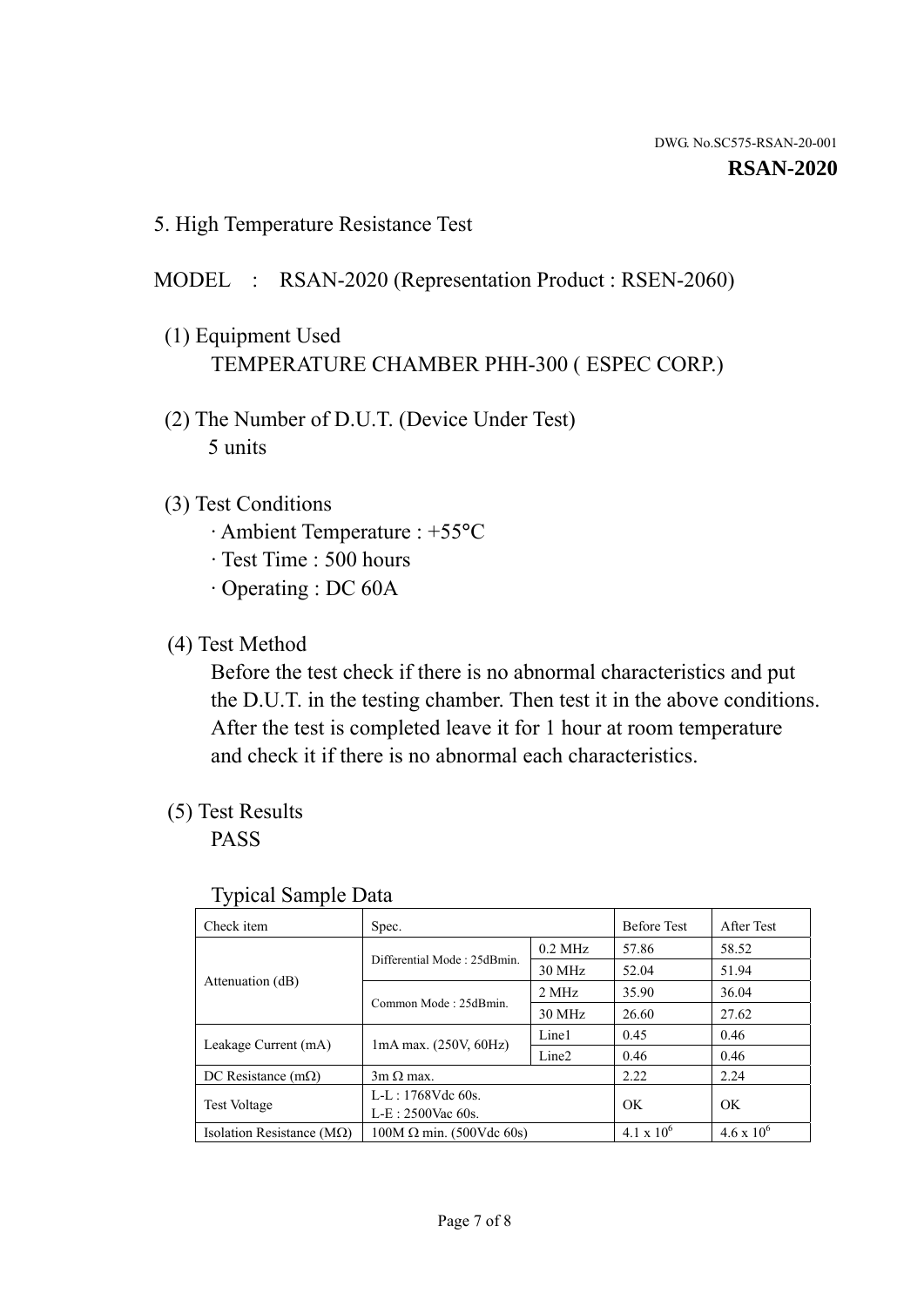DWG. No.SC575-RSAN-20-001

**RSAN-2020**

## 5. High Temperature Resistance Test

MODEL : RSAN-2020 (Representation Product : RSEN-2060)

(1) Equipment Used
TEMPERATURE CHAMBER PHH-300 ( ESPEC CORP.)

(2) The Number of D.U.T. (Device Under Test)
5 units

(3) Test Conditions
· Ambient Temperature : +55°C
· Test Time : 500 hours
· Operating : DC 60A

(4) Test Method
Before the test check if there is no abnormal characteristics and put the D.U.T. in the testing chamber. Then test it in the above conditions. After the test is completed leave it for 1 hour at room temperature and check it if there is no abnormal each characteristics.

(5) Test Results
PASS

Typical Sample Data

| Check item | Spec. | | Before Test | After Test |
|---|---|---|---|---|
| Attenuation (dB) | Differential Mode : 25dBmin. | 0.2 MHz | 57.86 | 58.52 |
| | | 30 MHz | 52.04 | 51.94 |
| | Common Mode : 25dBmin. | 2 MHz | 35.90 | 36.04 |
| | | 30 MHz | 26.60 | 27.62 |
| Leakage Current (mA) | 1mA max. (250V, 60Hz) | Line1 | 0.45 | 0.46 |
| | | Line2 | 0.46 | 0.46 |
| DC Resistance (mΩ) | 3m Ω max. | | 2.22 | 2.24 |
| Test Voltage | L-L : 1768Vdc 60s. L-E : 2500Vac 60s. | | OK | OK |
| Isolation Resistance (MΩ) | 100M Ω min. (500Vdc 60s) | | $4.1 \times 10^6$ | $4.6 \times 10^6$ |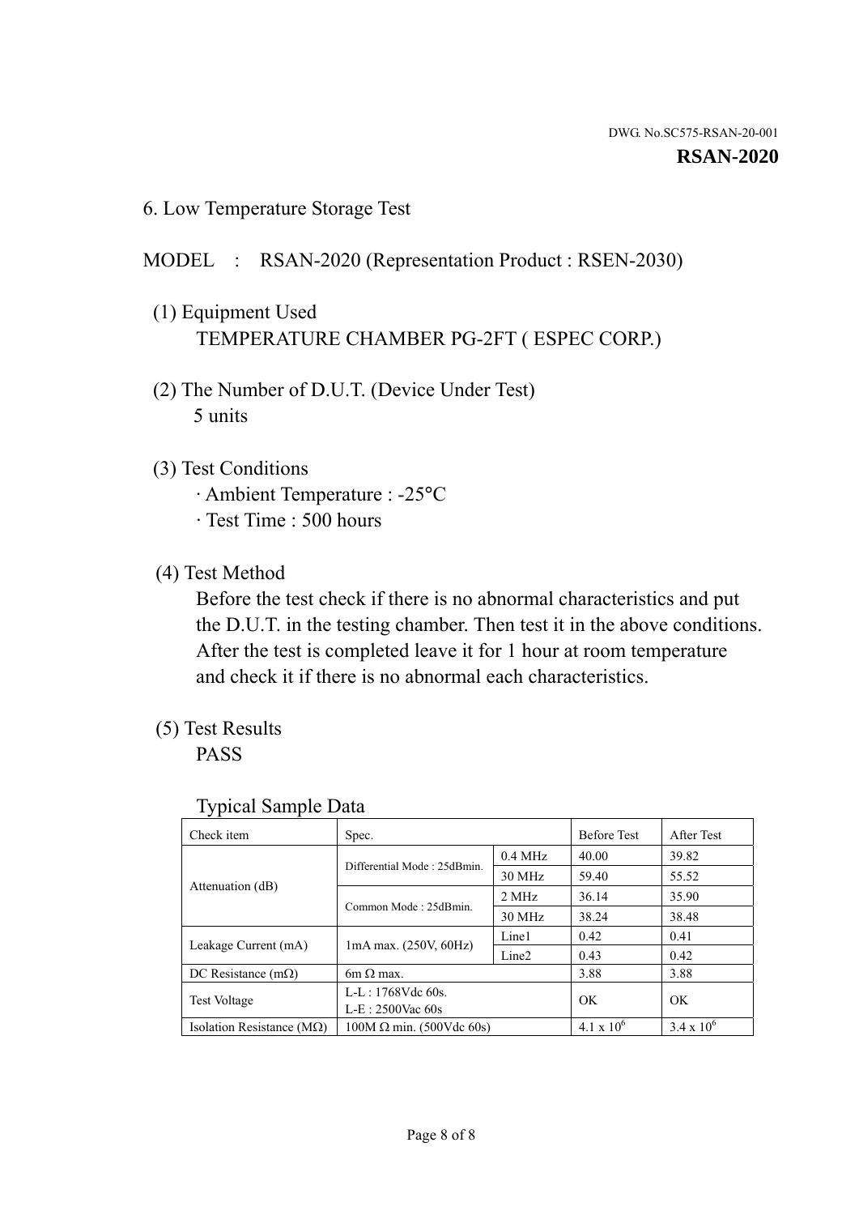DWG. No.SC575-RSAN-20-001

**RSAN-2020**

## 6. Low Temperature Storage Test

MODEL : RSAN-2020 (Representation Product : RSEN-2030)

(1) Equipment Used

TEMPERATURE CHAMBER PG-2FT ( ESPEC CORP.)

(2) The Number of D.U.T. (Device Under Test)

5 units

(3) Test Conditions

· Ambient Temperature : -25°C

· Test Time : 500 hours

(4) Test Method

Before the test check if there is no abnormal characteristics and put the D.U.T. in the testing chamber. Then test it in the above conditions. After the test is completed leave it for 1 hour at room temperature and check it if there is no abnormal each characteristics.

(5) Test Results

PASS

Typical Sample Data

| Check item | Spec. | | Before Test | After Test |
|---|---|---|---|---|
| Attenuation (dB) | Differential Mode : 25dBmin. | 0.4 MHz | 40.00 | 39.82 |
| | | 30 MHz | 59.40 | 55.52 |
| | Common Mode : 25dBmin. | 2 MHz | 36.14 | 35.90 |
| | | 30 MHz | 38.24 | 38.48 |
| Leakage Current (mA) | 1mA max. (250V, 60Hz) | Line1 | 0.42 | 0.41 |
| | | Line2 | 0.43 | 0.42 |
| DC Resistance (mΩ) | 6m Ω max. | | 3.88 | 3.88 |
| Test Voltage | L-L : 1768Vdc 60s. L-E : 2500Vac 60s | | OK | OK |
| Isolation Resistance (MΩ) | 100M Ω min. (500Vdc 60s) | | $4.1 \times 10^6$ | $3.4 \times 10^6$ |